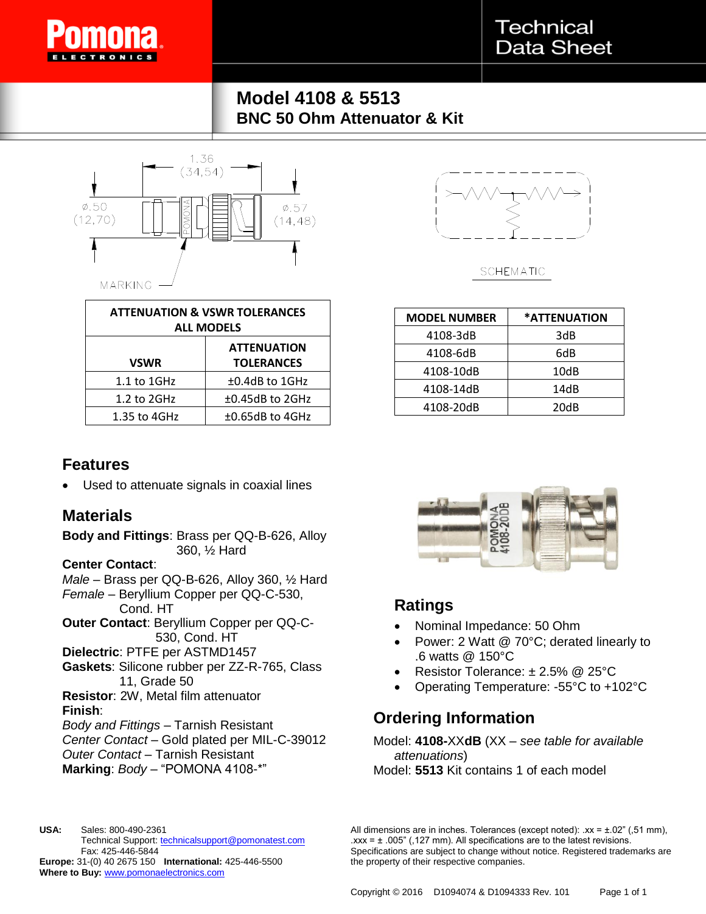# Technical Data Sheet

## Model 4108 & 5513
### BNC 50 Ohm Attenuator & Kit

1.36 (34,54)

ø.50 (12,70)

ø.57 (14,48)

MARKING

SCHEMATIC

| ATTENUATION & VSWR TOLERANCES ALL MODELS | |
|---|---|
| **VSWR** | **ATTENUATION TOLERANCES** |
| 1.1 to 1GHz | ±0.4dB to 1GHz |
| 1.2 to 2GHz | ±0.45dB to 2GHz |
| 1.35 to 4GHz | ±0.65dB to 4GHz |

| MODEL NUMBER | *ATTENUATION |
|---|---|
| 4108-3dB | 3dB |
| 4108-6dB | 6dB |
| 4108-10dB | 10dB |
| 4108-14dB | 14dB |
| 4108-20dB | 20dB |

## Features

- Used to attenuate signals in coaxial lines

## Materials

**Body and Fittings**: Brass per QQ-B-626, Alloy 360, ½ Hard
**Center Contact**:
*Male* – Brass per QQ-B-626, Alloy 360, ½ Hard
*Female* – Beryllium Copper per QQ-C-530, Cond. HT
**Outer Contact**: Beryllium Copper per QQ-C-530, Cond. HT
**Dielectric**: PTFE per ASTMD1457
**Gaskets**: Silicone rubber per ZZ-R-765, Class 11, Grade 50
**Resistor**: 2W, Metal film attenuator
**Finish**:
*Body and Fittings* – Tarnish Resistant
*Center Contact* – Gold plated per MIL-C-39012
*Outer Contact* – Tarnish Resistant
**Marking**: *Body* – "POMONA 4108-*"

## Ratings

- Nominal Impedance: 50 Ohm
- Power: 2 Watt @ 70°C; derated linearly to .6 watts @ 150°C
- Resistor Tolerance: ± 2.5% @ 25°C
- Operating Temperature: -55°C to +102°C

## Ordering Information

Model: **4108-**XX**dB** (XX – *see table for available attenuations*)
Model: **5513** Kit contains 1 of each model

**USA:** Sales: 800-490-2361
Technical Support: technicalsupport@pomonatest.com
Fax: 425-446-5844
**Europe:** 31-(0) 40 2675 150 **International:** 425-446-5500
**Where to Buy:** www.pomonaelectronics.com

All dimensions are in inches. Tolerances (except noted): .xx = ±.02" (,51 mm), .xxx = ± .005" (,127 mm). All specifications are to the latest revisions. Specifications are subject to change without notice. Registered trademarks are the property of their respective companies.

Copyright © 2016 D1094074 & D1094333 Rev. 101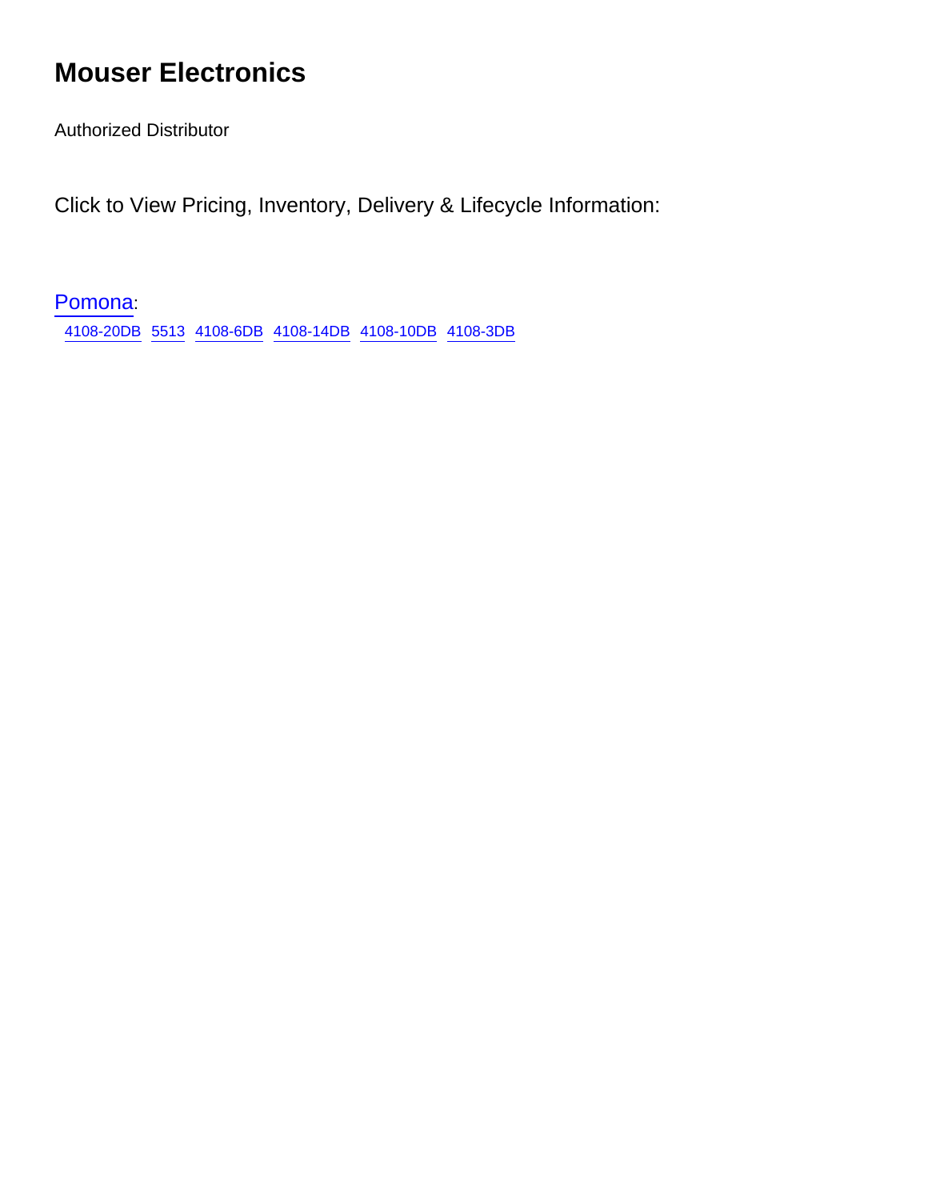# Mouser Electronics

Authorized Distributor

Click to View Pricing, Inventory, Delivery & Lifecycle Information:

Pomona:

4108-20DB 5513 4108-6DB 4108-14DB 4108-10DB 4108-3DB